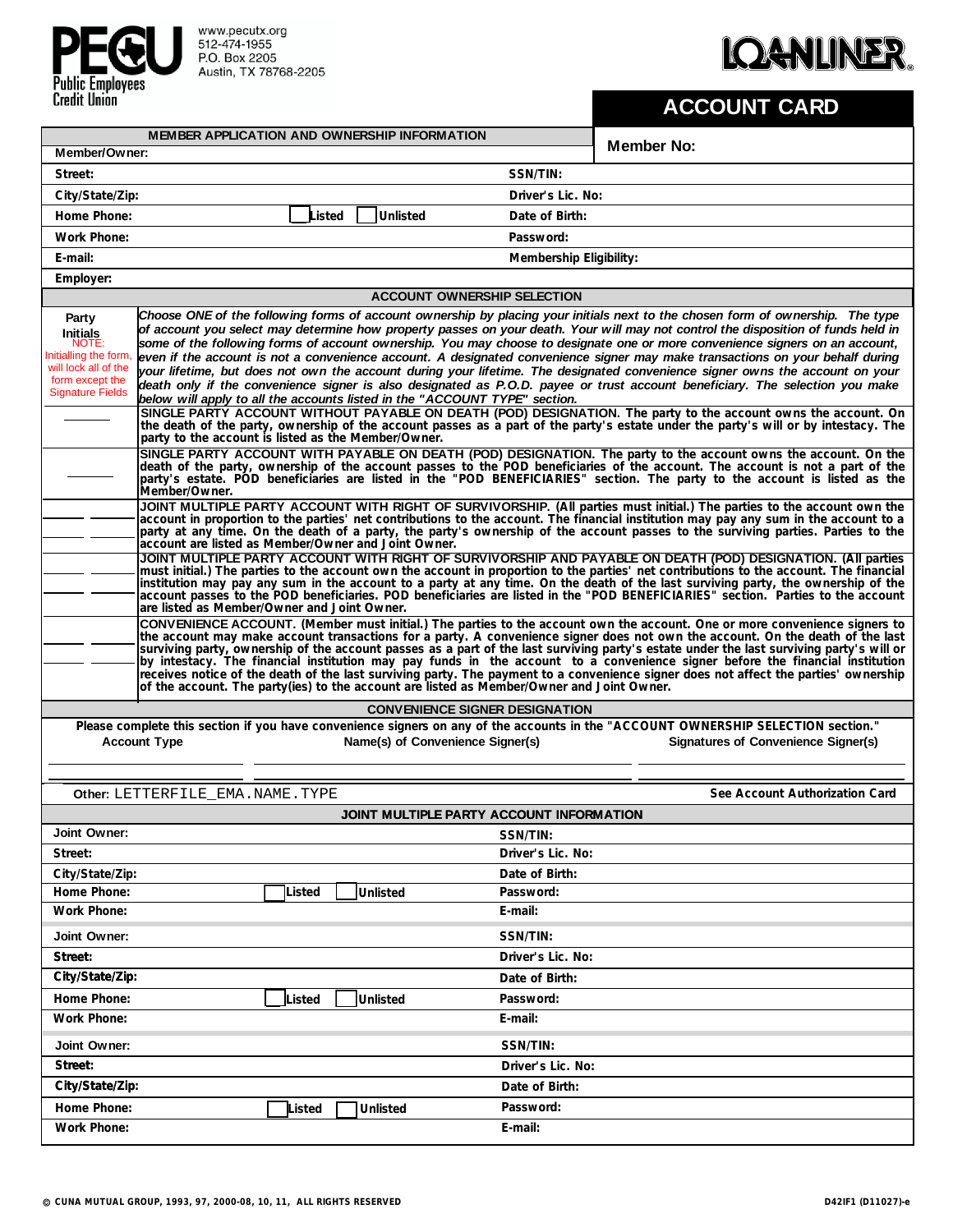**PECU Public Employees Credit Union**
www.pecutx.org
512-474-1955
P.O. Box 2205
Austin, TX 78768-2205

**LOANLINER**

# ACCOUNT CARD

## MEMBER APPLICATION AND OWNERSHIP INFORMATION

| | |
|---|---|
| **Member/Owner:** | **Member No:** |
| **Street:** | **SSN/TIN:** |
| **City/State/Zip:** | **Driver's Lic. No:** |
| **Home Phone:** ☐ Listed ☐ Unlisted | **Date of Birth:** |
| **Work Phone:** | **Password:** |
| **E-mail:** | **Membership Eligibility:** |
| **Employer:** | |

## ACCOUNT OWNERSHIP SELECTION

**Party Initials**
NOTE: Initialling the form, will lock all of the form except the Signature Fields

*Choose ONE of the following forms of account ownership by placing your initials next to the chosen form of ownership. The type of account you select may determine how property passes on your death. Your will may not control the disposition of funds held in some of the following forms of account ownership. You may choose to designate one or more convenience signers on an account, even if the account is not a convenience account. A designated convenience signer may make transactions on your behalf during your lifetime, but does not own the account during your lifetime. The designated convenience signer owns the account on your death only if the convenience signer is also designated as P.O.D. payee or trust account beneficiary. The selection you make below will apply to all the accounts listed in the "ACCOUNT TYPE" section.*

| Party Initials | Form of Ownership |
|---|---|
| ______ | SINGLE PARTY ACCOUNT WITHOUT PAYABLE ON DEATH (POD) DESIGNATION. The party to the account owns the account. On the death of the party, ownership of the account passes as a part of the party's estate under the party's will or by intestacy. The party to the account is listed as the Member/Owner. |
| ______ | SINGLE PARTY ACCOUNT WITH PAYABLE ON DEATH (POD) DESIGNATION. The party to the account owns the account. On the death of the party, ownership of the account passes to the POD beneficiaries of the account. The account is not a part of the party's estate. POD beneficiaries are listed in the "POD BENEFICIARIES" section. The party to the account is listed as the Member/Owner. |
| ______ ______ ______ ______ | JOINT MULTIPLE PARTY ACCOUNT WITH RIGHT OF SURVIVORSHIP. (All parties must initial.) The parties to the account own the account in proportion to the parties' net contributions to the account. The financial institution may pay any sum in the account to a party at any time. On the death of a party, the party's ownership of the account passes to the surviving parties. Parties to the account are listed as Member/Owner and Joint Owner. |
| ______ ______ ______ ______ | JOINT MULTIPLE PARTY ACCOUNT WITH RIGHT OF SURVIVORSHIP AND PAYABLE ON DEATH (POD) DESIGNATION. (All parties must initial.) The parties to the account own the account in proportion to the parties' net contributions to the account. The financial institution may pay any sum in the account to a party at any time. On the death of the last surviving party, the ownership of the account passes to the POD beneficiaries. POD beneficiaries are listed in the "POD BENEFICIARIES" section. Parties to the account are listed as Member/Owner and Joint Owner. |
| ______ ______ ______ ______ | CONVENIENCE ACCOUNT. (Member must initial.) The parties to the account own the account. One or more convenience signers to the account may make account transactions for a party. A convenience signer does not own the account. On the death of the last surviving party, ownership of the account passes as a part of the last surviving party's estate under the last surviving party's will or by intestacy. The financial institution may pay funds in the account to a convenience signer before the financial institution receives notice of the death of the last surviving party. The payment to a convenience signer does not affect the parties' ownership of the account. The party(ies) to the account are listed as Member/Owner and Joint Owner. |

## CONVENIENCE SIGNER DESIGNATION

Please complete this section if you have convenience signers on any of the accounts in the "ACCOUNT OWNERSHIP SELECTION section."

| Account Type | Name(s) of Convenience Signer(s) | Signatures of Convenience Signer(s) |
|---|---|---|
| | | |

**Other:** LETTERFILE_EMA.NAME.TYPE — **See Account Authorization Card**

## JOINT MULTIPLE PARTY ACCOUNT INFORMATION

| | |
|---|---|
| **Joint Owner:** | **SSN/TIN:** |
| **Street:** | **Driver's Lic. No:** |
| **City/State/Zip:** | **Date of Birth:** |
| **Home Phone:** ☐ Listed ☐ Unlisted | **Password:** |
| **Work Phone:** | **E-mail:** |

| | |
|---|---|
| **Joint Owner:** | **SSN/TIN:** |
| **Street:** | **Driver's Lic. No:** |
| **City/State/Zip:** | **Date of Birth:** |
| **Home Phone:** ☐ Listed ☐ Unlisted | **Password:** |
| **Work Phone:** | **E-mail:** |

| | |
|---|---|
| **Joint Owner:** | **SSN/TIN:** |
| **Street:** | **Driver's Lic. No:** |
| **City/State/Zip:** | **Date of Birth:** |
| **Home Phone:** ☐ Listed ☐ Unlisted | **Password:** |
| **Work Phone:** | **E-mail:** |

© CUNA MUTUAL GROUP, 1993, 97, 2000-08, 10, 11, ALL RIGHTS RESERVED — D42IF1 (D11027)-e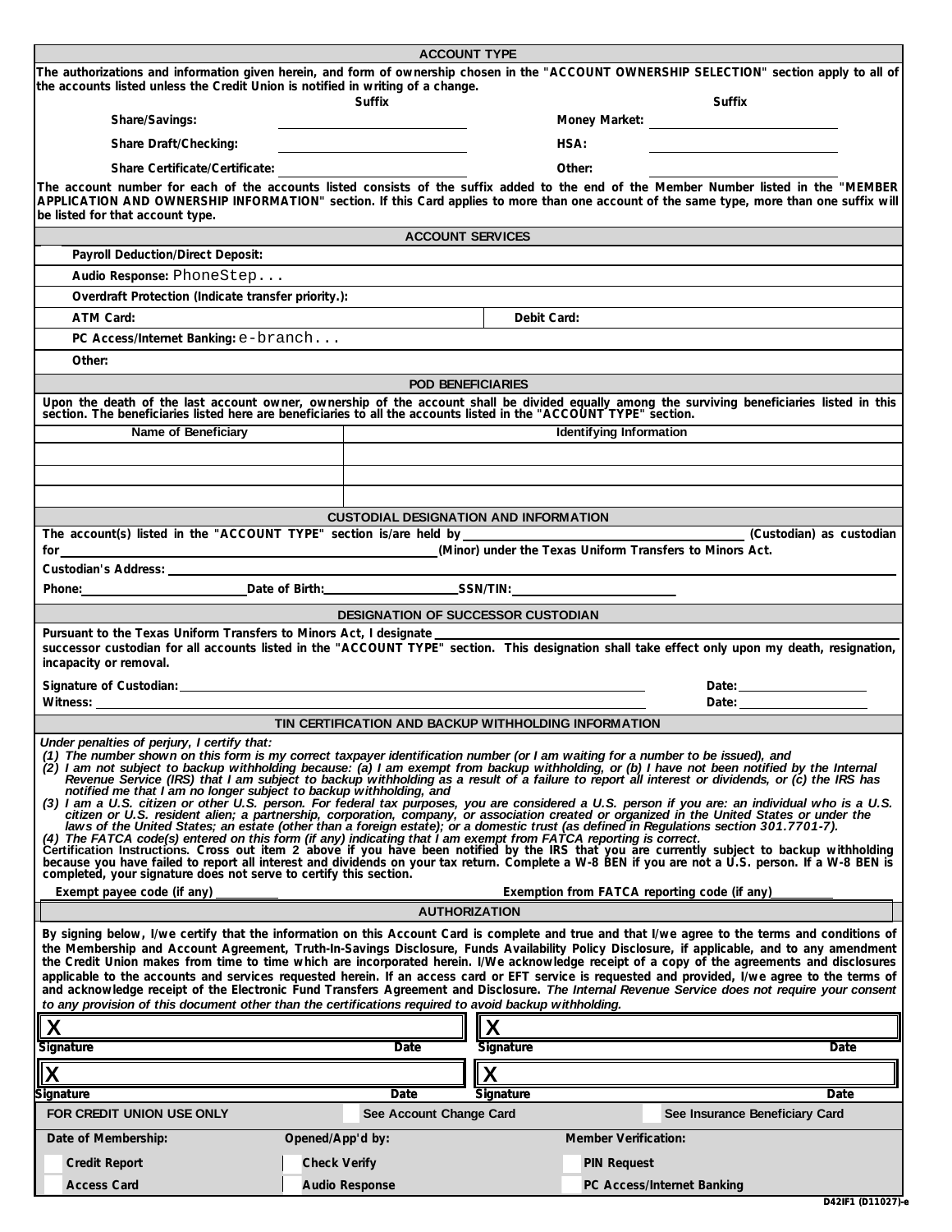## ACCOUNT TYPE

**The authorizations and information given herein, and form of ownership chosen in the "ACCOUNT OWNERSHIP SELECTION" section apply to all of the accounts listed unless the Credit Union is notified in writing of a change.**

| | Suffix | | Suffix |
|---|---|---|---|
| **Share/Savings:** | | **Money Market:** | |
| **Share Draft/Checking:** | | **HSA:** | |
| **Share Certificate/Certificate:** | | **Other:** | |

**The account number for each of the accounts listed consists of the suffix added to the end of the Member Number listed in the "MEMBER APPLICATION AND OWNERSHIP INFORMATION" section. If this Card applies to more than one account of the same type, more than one suffix will be listed for that account type.**

## ACCOUNT SERVICES

**Payroll Deduction/Direct Deposit:**

**Audio Response:** PhoneStep...

**Overdraft Protection (Indicate transfer priority.):**

**ATM Card:** **Debit Card:**

**PC Access/Internet Banking:** e-branch...

**Other:**

## POD BENEFICIARIES

**Upon the death of the last account owner, ownership of the account shall be divided equally among the surviving beneficiaries listed in this section. The beneficiaries listed here are beneficiaries to all the accounts listed in the "ACCOUNT TYPE" section.**

| Name of Beneficiary | Identifying Information |
|---|---|
| | |
| | |
| | |

## CUSTODIAL DESIGNATION AND INFORMATION

**The account(s) listed in the "ACCOUNT TYPE" section is/are held by ______________ (Custodian) as custodian for ______________ (Minor) under the Texas Uniform Transfers to Minors Act.**

**Custodian's Address:** ______________

**Phone:** ______________ **Date of Birth:** ______________ **SSN/TIN:** ______________

## DESIGNATION OF SUCCESSOR CUSTODIAN

**Pursuant to the Texas Uniform Transfers to Minors Act, I designate ______________ successor custodian for all accounts listed in the "ACCOUNT TYPE" section. This designation shall take effect only upon my death, resignation, incapacity or removal.**

**Signature of Custodian:** ______________ **Date:** ______________

**Witness:** ______________ **Date:** ______________

## TIN CERTIFICATION AND BACKUP WITHHOLDING INFORMATION

*Under penalties of perjury, I certify that:*
*(1) The number shown on this form is my correct taxpayer identification number (or I am waiting for a number to be issued), and*
*(2) I am not subject to backup withholding because: (a) I am exempt from backup withholding, or (b) I have not been notified by the Internal Revenue Service (IRS) that I am subject to backup withholding as a result of a failure to report all interest or dividends, or (c) the IRS has notified me that I am no longer subject to backup withholding, and*
*(3) I am a U.S. citizen or other U.S. person. For federal tax purposes, you are considered a U.S. person if you are: an individual who is a U.S. citizen or U.S. resident alien; a partnership, corporation, company, or association created or organized in the United States or under the laws of the United States; an estate (other than a foreign estate); or a domestic trust (as defined in Regulations section 301.7701-7).*
*(4) The FATCA code(s) entered on this form (if any) indicating that I am exempt from FATCA reporting is correct.*
**Certification Instructions. Cross out item 2 above if you have been notified by the IRS that you are currently subject to backup withholding because you have failed to report all interest and dividends on your tax return. Complete a W-8 BEN if you are not a U.S. person. If a W-8 BEN is completed, your signature does not serve to certify this section.**

**Exempt payee code (if any)** ______ **Exemption from FATCA reporting code (if any)** ______

## AUTHORIZATION

**By signing below, I/we certify that the information on this Account Card is complete and true and that I/we agree to the terms and conditions of the Membership and Account Agreement, Truth-In-Savings Disclosure, Funds Availability Policy Disclosure, if applicable, and to any amendment the Credit Union makes from time to time which are incorporated herein. I/We acknowledge receipt of a copy of the agreements and disclosures applicable to the accounts and services requested herein. If an access card or EFT service is requested and provided, I/we agree to the terms of and acknowledge receipt of the Electronic Fund Transfers Agreement and Disclosure.** ***The Internal Revenue Service does not require your consent to any provision of this document other than the certifications required to avoid backup withholding.***

| | | | |
|---|---|---|---|
| X | | X | |
| **Signature** | **Date** | **Signature** | **Date** |
| X | | X | |
| **Signature** | **Date** | **Signature** | **Date** |

| | | |
|---|---|---|
| **FOR CREDIT UNION USE ONLY** | **See Account Change Card** | **See Insurance Beneficiary Card** |
| **Date of Membership:** | **Opened/App'd by:** | **Member Verification:** |
| **Credit Report** | **Check Verify** | **PIN Request** |
| **Access Card** | **Audio Response** | **PC Access/Internet Banking** |

D42IF1 (D11027)-e